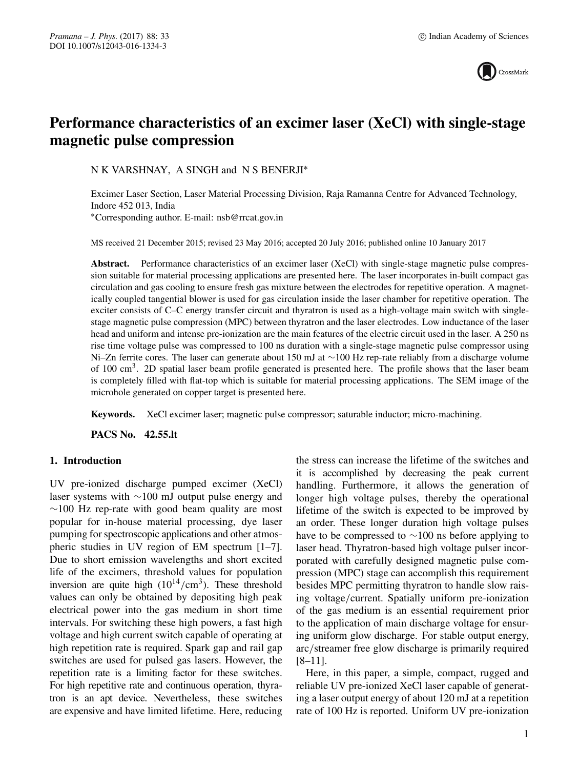# Performance characteristics of an excimer laser (XeCl) with single-stage magnetic pulse compression

N K VARSHNAY, A SINGH and N S BENERJI*

Excimer Laser Section, Laser Material Processing Division, Raja Ramanna Centre for Advanced Technology, Indore 452 013, India
*Corresponding author. E-mail: nsb@rrcat.gov.in

MS received 21 December 2015; revised 23 May 2016; accepted 20 July 2016; published online 10 January 2017

**Abstract.** Performance characteristics of an excimer laser (XeCl) with single-stage magnetic pulse compression suitable for material processing applications are presented here. The laser incorporates in-built compact gas circulation and gas cooling to ensure fresh gas mixture between the electrodes for repetitive operation. A magnetically coupled tangential blower is used for gas circulation inside the laser chamber for repetitive operation. The exciter consists of C–C energy transfer circuit and thyratron is used as a high-voltage main switch with single-stage magnetic pulse compression (MPC) between thyratron and the laser electrodes. Low inductance of the laser head and uniform and intense pre-ionization are the main features of the electric circuit used in the laser. A 250 ns rise time voltage pulse was compressed to 100 ns duration with a single-stage magnetic pulse compressor using Ni–Zn ferrite cores. The laser can generate about 150 mJ at ~100 Hz rep-rate reliably from a discharge volume of 100 $cm^3$. 2D spatial laser beam profile generated is presented here. The profile shows that the laser beam is completely filled with flat-top which is suitable for material processing applications. The SEM image of the microhole generated on copper target is presented here.

**Keywords.** XeCl excimer laser; magnetic pulse compressor; saturable inductor; micro-machining.

**PACS No.** 42.55.lt

## 1. Introduction

UV pre-ionized discharge pumped excimer (XeCl) laser systems with ~100 mJ output pulse energy and ~100 Hz rep-rate with good beam quality are most popular for in-house material processing, dye laser pumping for spectroscopic applications and other atmospheric studies in UV region of EM spectrum [1–7]. Due to short emission wavelengths and short excited life of the excimers, threshold values for population inversion are quite high ($10^{14}/cm^3$). These threshold values can only be obtained by depositing high peak electrical power into the gas medium in short time intervals. For switching these high powers, a fast high voltage and high current switch capable of operating at high repetition rate is required. Spark gap and rail gap switches are used for pulsed gas lasers. However, the repetition rate is a limiting factor for these switches. For high repetitive rate and continuous operation, thyratron is an apt device. Nevertheless, these switches are expensive and have limited lifetime. Here, reducing the stress can increase the lifetime of the switches and it is accomplished by decreasing the peak current handling. Furthermore, it allows the generation of longer high voltage pulses, thereby the operational lifetime of the switch is expected to be improved by an order. These longer duration high voltage pulses have to be compressed to ~100 ns before applying to laser head. Thyratron-based high voltage pulser incorporated with carefully designed magnetic pulse compression (MPC) stage can accomplish this requirement besides MPC permitting thyratron to handle slow raising voltage/current. Spatially uniform pre-ionization of the gas medium is an essential requirement prior to the application of main discharge voltage for ensuring uniform glow discharge. For stable output energy, arc/streamer free glow discharge is primarily required [8–11].

Here, in this paper, a simple, compact, rugged and reliable UV pre-ionized XeCl laser capable of generating a laser output energy of about 120 mJ at a repetition rate of 100 Hz is reported. Uniform UV pre-ionization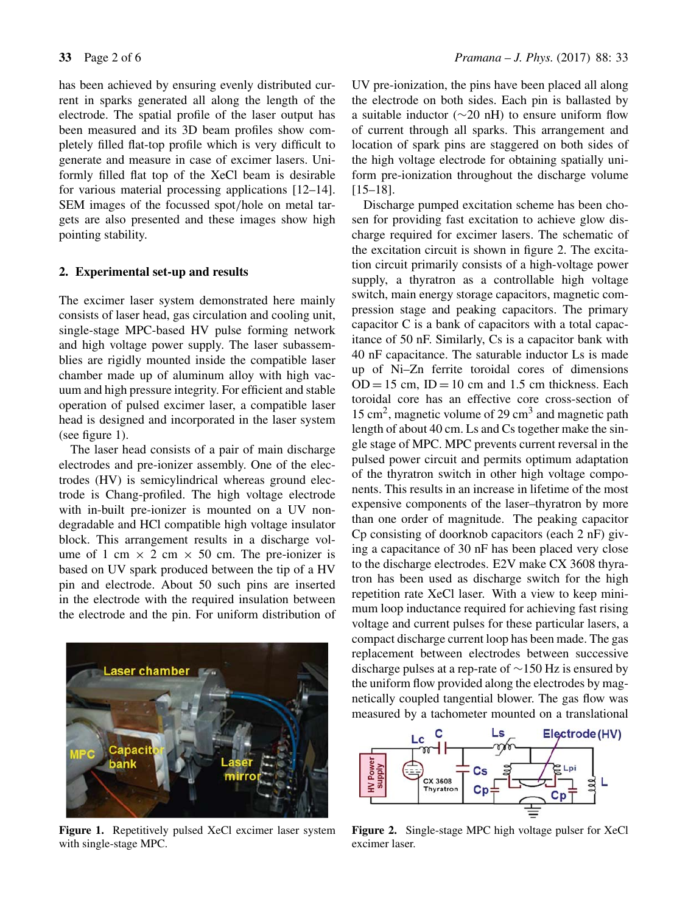has been achieved by ensuring evenly distributed current in sparks generated all along the length of the electrode. The spatial profile of the laser output has been measured and its 3D beam profiles show completely filled flat-top profile which is very difficult to generate and measure in case of excimer lasers. Uniformly filled flat top of the XeCl beam is desirable for various material processing applications [12–14]. SEM images of the focussed spot/hole on metal targets are also presented and these images show high pointing stability.

## 2. Experimental set-up and results

The excimer laser system demonstrated here mainly consists of laser head, gas circulation and cooling unit, single-stage MPC-based HV pulse forming network and high voltage power supply. The laser subassemblies are rigidly mounted inside the compatible laser chamber made up of aluminum alloy with high vacuum and high pressure integrity. For efficient and stable operation of pulsed excimer laser, a compatible laser head is designed and incorporated in the laser system (see figure 1).

The laser head consists of a pair of main discharge electrodes and pre-ionizer assembly. One of the electrodes (HV) is semicylindrical whereas ground electrode is Chang-profiled. The high voltage electrode with in-built pre-ionizer is mounted on a UV non-degradable and HCl compatible high voltage insulator block. This arrangement results in a discharge volume of 1 cm × 2 cm × 50 cm. The pre-ionizer is based on UV spark produced between the tip of a HV pin and electrode. About 50 such pins are inserted in the electrode with the required insulation between the electrode and the pin. For uniform distribution of UV pre-ionization, the pins have been placed all along the electrode on both sides. Each pin is ballasted by a suitable inductor (∼20 nH) to ensure uniform flow of current through all sparks. This arrangement and location of spark pins are staggered on both sides of the high voltage electrode for obtaining spatially uniform pre-ionization throughout the discharge volume [15–18].

Figure 1. Repetitively pulsed XeCl excimer laser system with single-stage MPC.

Discharge pumped excitation scheme has been chosen for providing fast excitation to achieve glow discharge required for excimer lasers. The schematic of the excitation circuit is shown in figure 2. The excitation circuit primarily consists of a high-voltage power supply, a thyratron as a controllable high voltage switch, main energy storage capacitors, magnetic compression stage and peaking capacitors. The primary capacitor C is a bank of capacitors with a total capacitance of 50 nF. Similarly, Cs is a capacitor bank with 40 nF capacitance. The saturable inductor Ls is made up of Ni–Zn ferrite toroidal cores of dimensions OD = 15 cm, ID = 10 cm and 1.5 cm thickness. Each toroidal core has an effective core cross-section of 15 $cm^2$, magnetic volume of 29 $cm^3$ and magnetic path length of about 40 cm. Ls and Cs together make the single stage of MPC. MPC prevents current reversal in the pulsed power circuit and permits optimum adaptation of the thyratron switch in other high voltage components. This results in an increase in lifetime of the most expensive components of the laser–thyratron by more than one order of magnitude. The peaking capacitor Cp consisting of doorknob capacitors (each 2 nF) giving a capacitance of 30 nF has been placed very close to the discharge electrodes. E2V make CX 3608 thyratron has been used as discharge switch for the high repetition rate XeCl laser. With a view to keep minimum loop inductance required for achieving fast rising voltage and current pulses for these particular lasers, a compact discharge current loop has been made. The gas replacement between electrodes between successive discharge pulses at a rep-rate of ∼150 Hz is ensured by the uniform flow provided along the electrodes by magnetically coupled tangential blower. The gas flow was measured by a tachometer mounted on a translational

Figure 2. Single-stage MPC high voltage pulser for XeCl excimer laser.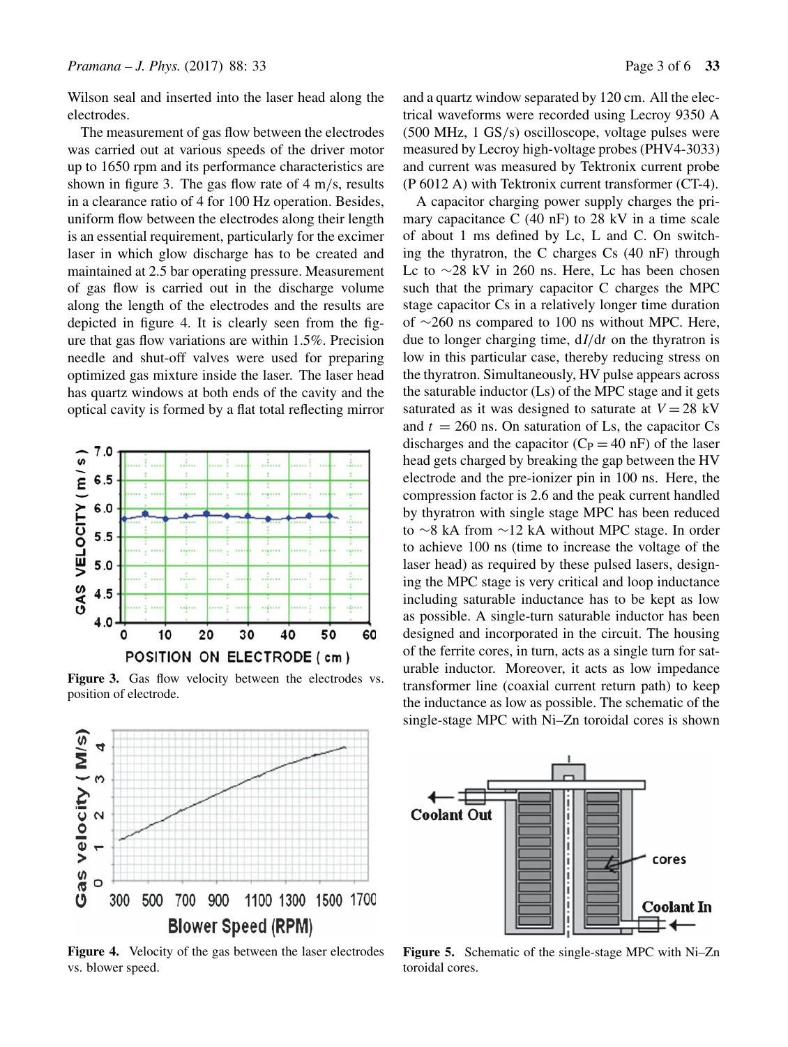Wilson seal and inserted into the laser head along the electrodes.

The measurement of gas flow between the electrodes was carried out at various speeds of the driver motor up to 1650 rpm and its performance characteristics are shown in figure 3. The gas flow rate of 4 m/s, results in a clearance ratio of 4 for 100 Hz operation. Besides, uniform flow between the electrodes along their length is an essential requirement, particularly for the excimer laser in which glow discharge has to be created and maintained at 2.5 bar operating pressure. Measurement of gas flow is carried out in the discharge volume along the length of the electrodes and the results are depicted in figure 4. It is clearly seen from the figure that gas flow variations are within 1.5%. Precision needle and shut-off valves were used for preparing optimized gas mixture inside the laser. The laser head has quartz windows at both ends of the cavity and the optical cavity is formed by a flat total reflecting mirror and a quartz window separated by 120 cm. All the electrical waveforms were recorded using Lecroy 9350 A (500 MHz, 1 GS/s) oscilloscope, voltage pulses were measured by Lecroy high-voltage probes (PHV4-3033) and current was measured by Tektronix current probe (P 6012 A) with Tektronix current transformer (CT-4).

A capacitor charging power supply charges the primary capacitance C (40 nF) to 28 kV in a time scale of about 1 ms defined by Lc, L and C. On switching the thyratron, the C charges Cs (40 nF) through Lc to ∼28 kV in 260 ns. Here, Lc has been chosen such that the primary capacitor C charges the MPC stage capacitor Cs in a relatively longer time duration of ∼260 ns compared to 100 ns without MPC. Here, due to longer charging time, $dI/dt$ on the thyratron is low in this particular case, thereby reducing stress on the thyratron. Simultaneously, HV pulse appears across the saturable inductor (Ls) of the MPC stage and it gets saturated as it was designed to saturate at $V = 28$ kV and $t = 260$ ns. On saturation of Ls, the capacitor Cs discharges and the capacitor ($C_P = 40$ nF) of the laser head gets charged by breaking the gap between the HV electrode and the pre-ionizer pin in 100 ns. Here, the compression factor is 2.6 and the peak current handled by thyratron with single stage MPC has been reduced to ∼8 kA from ∼12 kA without MPC stage. In order to achieve 100 ns (time to increase the voltage of the laser head) as required by these pulsed lasers, designing the MPC stage is very critical and loop inductance including saturable inductance has to be kept as low as possible. A single-turn saturable inductor has been designed and incorporated in the circuit. The housing of the ferrite cores, in turn, acts as a single turn for saturable inductor. Moreover, it acts as low impedance transformer line (coaxial current return path) to keep the inductance as low as possible. The schematic of the single-stage MPC with Ni–Zn toroidal cores is shown

**Figure 3.** Gas flow velocity between the electrodes vs. position of electrode.

**Figure 4.** Velocity of the gas between the laser electrodes vs. blower speed.

**Figure 5.** Schematic of the single-stage MPC with Ni–Zn toroidal cores.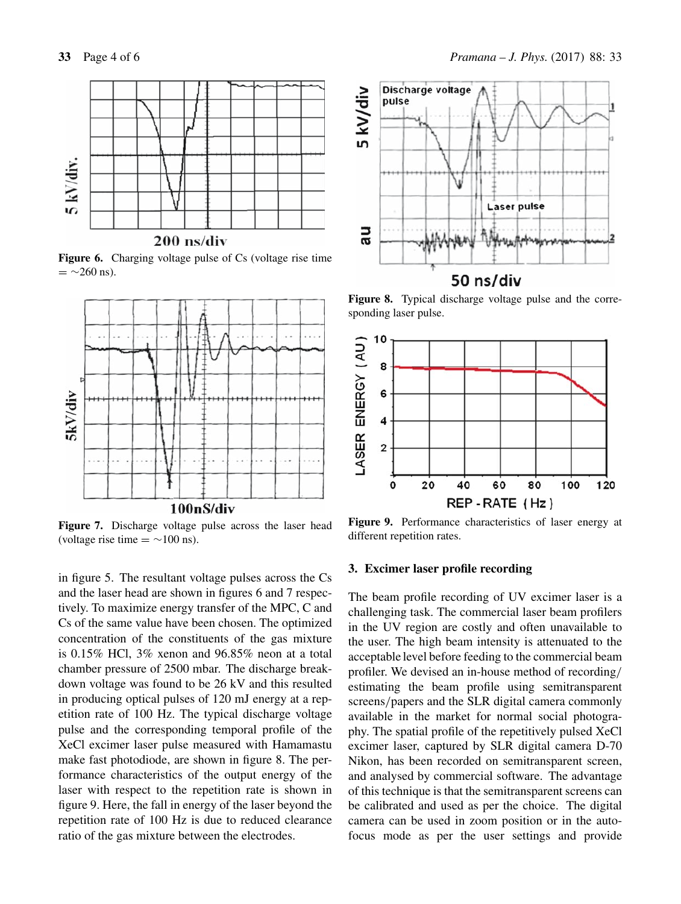**Figure 6.** Charging voltage pulse of Cs (voltage rise time $= \sim$260 ns).

**Figure 7.** Discharge voltage pulse across the laser head (voltage rise time $= \sim$100 ns).

in figure 5. The resultant voltage pulses across the Cs and the laser head are shown in figures 6 and 7 respectively. To maximize energy transfer of the MPC, C and Cs of the same value have been chosen. The optimized concentration of the constituents of the gas mixture is 0.15% HCl, 3% xenon and 96.85% neon at a total chamber pressure of 2500 mbar. The discharge breakdown voltage was found to be 26 kV and this resulted in producing optical pulses of 120 mJ energy at a repetition rate of 100 Hz. The typical discharge voltage pulse and the corresponding temporal profile of the XeCl excimer laser pulse measured with Hamamastu make fast photodiode, are shown in figure 8. The performance characteristics of the output energy of the laser with respect to the repetition rate is shown in figure 9. Here, the fall in energy of the laser beyond the repetition rate of 100 Hz is due to reduced clearance ratio of the gas mixture between the electrodes.

**Figure 8.** Typical discharge voltage pulse and the corresponding laser pulse.

**Figure 9.** Performance characteristics of laser energy at different repetition rates.

## 3. Excimer laser profile recording

The beam profile recording of UV excimer laser is a challenging task. The commercial laser beam profilers in the UV region are costly and often unavailable to the user. The high beam intensity is attenuated to the acceptable level before feeding to the commercial beam profiler. We devised an in-house method of recording/estimating the beam profile using semitransparent screens/papers and the SLR digital camera commonly available in the market for normal social photography. The spatial profile of the repetitively pulsed XeCl excimer laser, captured by SLR digital camera D-70 Nikon, has been recorded on semitransparent screen, and analysed by commercial software. The advantage of this technique is that the semitransparent screens can be calibrated and used as per the choice. The digital camera can be used in zoom position or in the autofocus mode as per the user settings and provide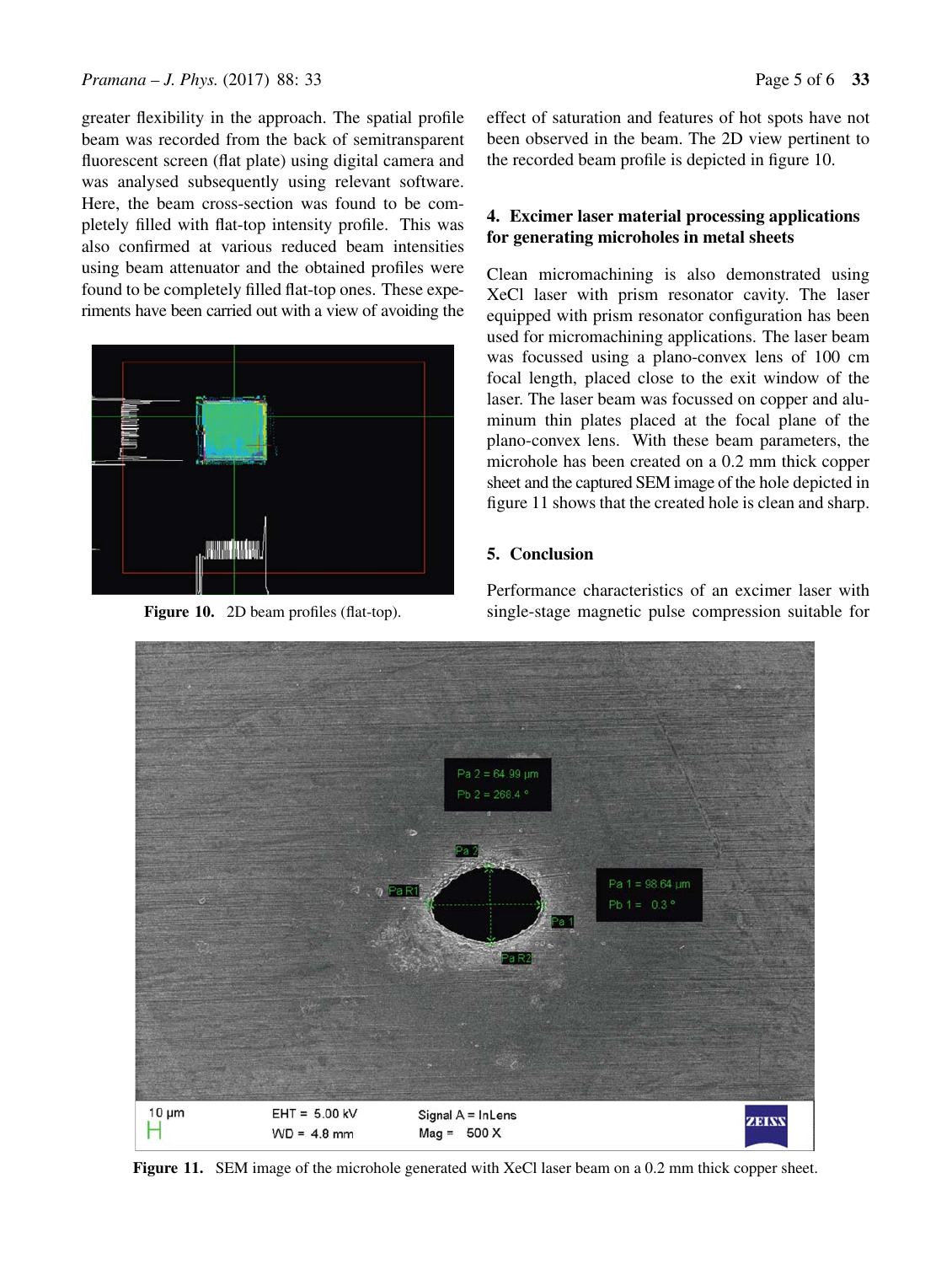greater flexibility in the approach. The spatial profile beam was recorded from the back of semitransparent fluorescent screen (flat plate) using digital camera and was analysed subsequently using relevant software. Here, the beam cross-section was found to be completely filled with flat-top intensity profile. This was also confirmed at various reduced beam intensities using beam attenuator and the obtained profiles were found to be completely filled flat-top ones. These experiments have been carried out with a view of avoiding the effect of saturation and features of hot spots have not been observed in the beam. The 2D view pertinent to the recorded beam profile is depicted in figure 10.

**Figure 10.** 2D beam profiles (flat-top).

## 4. Excimer laser material processing applications for generating microholes in metal sheets

Clean micromachining is also demonstrated using XeCl laser with prism resonator cavity. The laser equipped with prism resonator configuration has been used for micromachining applications. The laser beam was focussed using a plano-convex lens of 100 cm focal length, placed close to the exit window of the laser. The laser beam was focussed on copper and aluminum thin plates placed at the focal plane of the plano-convex lens. With these beam parameters, the microhole has been created on a 0.2 mm thick copper sheet and the captured SEM image of the hole depicted in figure 11 shows that the created hole is clean and sharp.

## 5. Conclusion

Performance characteristics of an excimer laser with single-stage magnetic pulse compression suitable for

**Figure 11.** SEM image of the microhole generated with XeCl laser beam on a 0.2 mm thick copper sheet.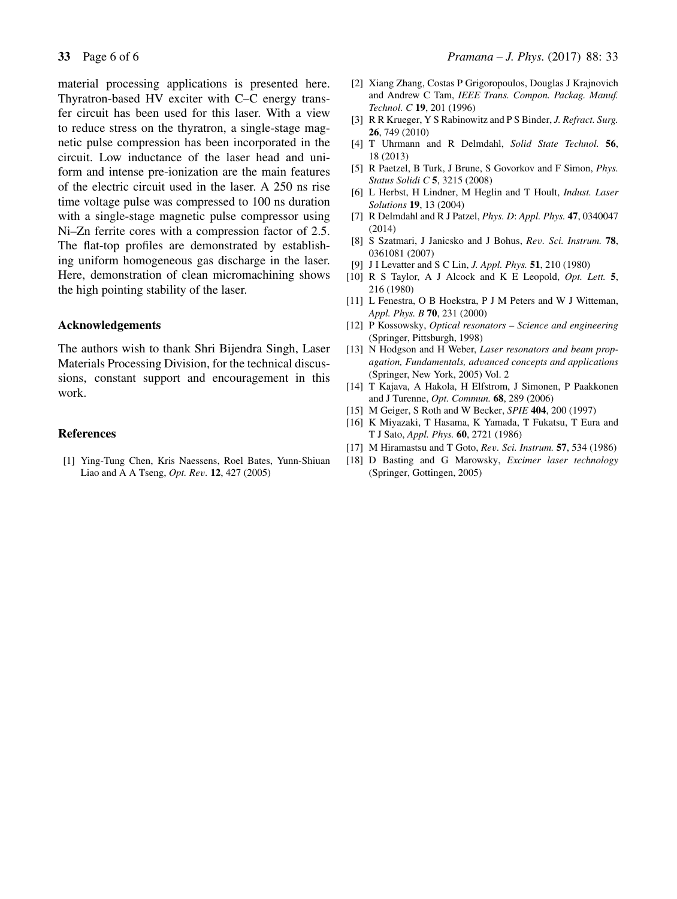material processing applications is presented here. Thyratron-based HV exciter with C–C energy transfer circuit has been used for this laser. With a view to reduce stress on the thyratron, a single-stage magnetic pulse compression has been incorporated in the circuit. Low inductance of the laser head and uniform and intense pre-ionization are the main features of the electric circuit used in the laser. A 250 ns rise time voltage pulse was compressed to 100 ns duration with a single-stage magnetic pulse compressor using Ni–Zn ferrite cores with a compression factor of 2.5. The flat-top profiles are demonstrated by establishing uniform homogeneous gas discharge in the laser. Here, demonstration of clean micromachining shows the high pointing stability of the laser.

## Acknowledgements

The authors wish to thank Shri Bijendra Singh, Laser Materials Processing Division, for the technical discussions, constant support and encouragement in this work.

## References

[1] Ying-Tung Chen, Kris Naessens, Roel Bates, Yunn-Shiuan Liao and A A Tseng, *Opt. Rev.* **12**, 427 (2005)

[2] Xiang Zhang, Costas P Grigoropoulos, Douglas J Krajnovich and Andrew C Tam, *IEEE Trans. Compon. Packag. Manuf. Technol. C* **19**, 201 (1996)

[3] R R Krueger, Y S Rabinowitz and P S Binder, *J. Refract. Surg.* **26**, 749 (2010)

[4] T Uhrmann and R Delmdahl, *Solid State Technol.* **56**, 18 (2013)

[5] R Paetzel, B Turk, J Brune, S Govorkov and F Simon, *Phys. Status Solidi C* **5**, 3215 (2008)

[6] L Herbst, H Lindner, M Heglin and T Hoult, *Indust. Laser Solutions* **19**, 13 (2004)

[7] R Delmdahl and R J Patzel, *Phys. D*: *Appl. Phys.* **47**, 0340047 (2014)

[8] S Szatmari, J Janicsko and J Bohus, *Rev. Sci. Instrum.* **78**, 0361081 (2007)

[9] J I Levatter and S C Lin, *J. Appl. Phys.* **51**, 210 (1980)

[10] R S Taylor, A J Alcock and K E Leopold, *Opt. Lett.* **5**, 216 (1980)

[11] L Fenestra, O B Hoekstra, P J M Peters and W J Witteman, *Appl. Phys. B* **70**, 231 (2000)

[12] P Kossowsky, *Optical resonators – Science and engineering* (Springer, Pittsburgh, 1998)

[13] N Hodgson and H Weber, *Laser resonators and beam propagation, Fundamentals, advanced concepts and applications* (Springer, New York, 2005) Vol. 2

[14] T Kajava, A Hakola, H Elfstrom, J Simonen, P Paakkonen and J Turenne, *Opt. Commun.* **68**, 289 (2006)

[15] M Geiger, S Roth and W Becker, *SPIE* **404**, 200 (1997)

[16] K Miyazaki, T Hasama, K Yamada, T Fukatsu, T Eura and T J Sato, *Appl. Phys.* **60**, 2721 (1986)

[17] M Hiramastsu and T Goto, *Rev. Sci. Instrum.* **57**, 534 (1986)

[18] D Basting and G Marowsky, *Excimer laser technology* (Springer, Gottingen, 2005)